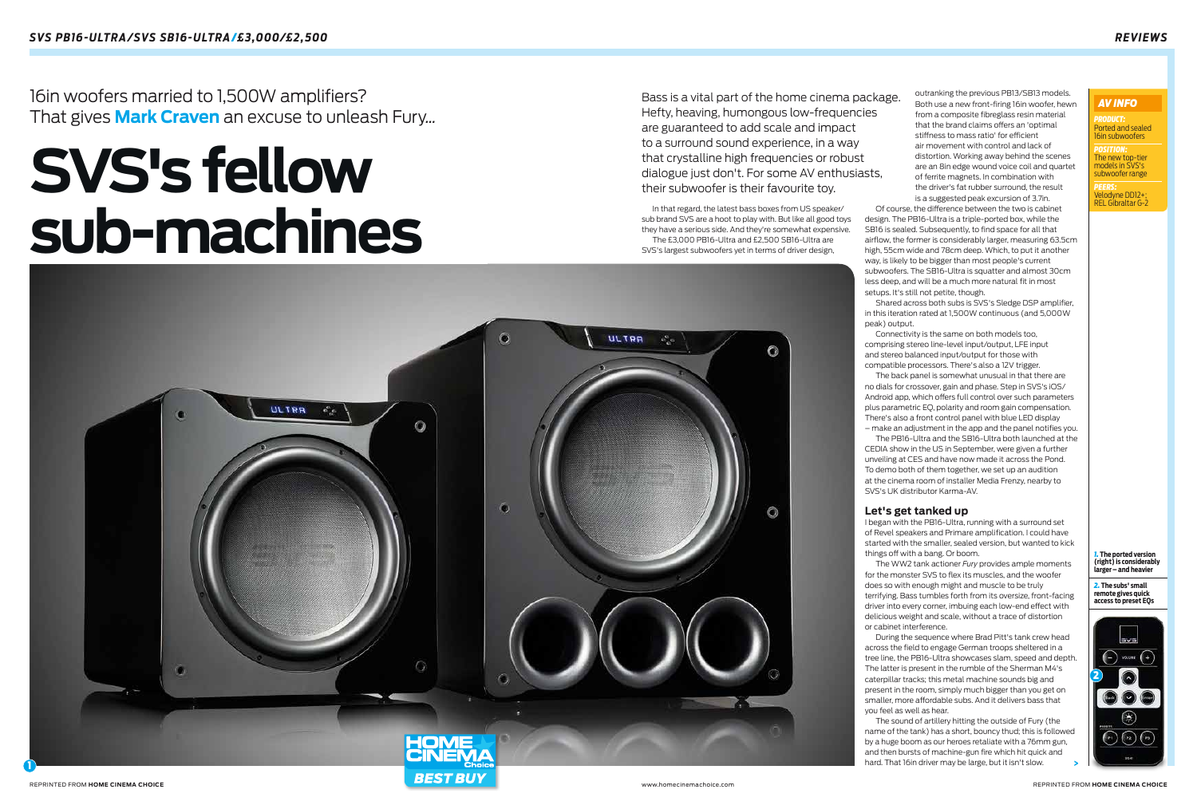16in woofers married to 1,500W amplifiers? That gives **Mark Craven** an excuse to unleash Fury...

# SVS's fellow sub-machines

Bass is a vital part of the home cinema package. Hefty, heaving, humongous low-frequencies are guaranteed to add scale and impact to a surround sound experience, in a way that crystalline high frequencies or robust dialogue just don't. For some AV enthusiasts, their subwoofer is their favourite toy.

In that regard, the latest bass boxes from US speaker/sub brand SVS are a hoot to play with. But like all good toys they have a serious side. And they're somewhat expensive.

The £3,000 PB16-Ultra and £2,500 SB16-Ultra are SVS's largest subwoofers yet in terms of driver design, outranking the previous PB13/SB13 models. Both use a new front-firing 16in woofer, hewn from a composite fibreglass resin material that the brand claims offers an 'optimal stiffness to mass ratio' for efficient air movement with control and lack of distortion. Working away behind the scenes are an 8in edge wound voice coil and quartet of ferrite magnets. In combination with the driver's fat rubber surround, the result is a suggested peak excursion of 3.7in.

Of course, the difference between the two is cabinet design. The PB16-Ultra is a triple-ported box, while the SB16 is sealed. Subsequently, to find space for all that airflow, the former is considerably larger, measuring 63.5cm high, 55cm wide and 78cm deep. Which is, to put it another way, is likely to be bigger than most people's current subwoofers. The SB16-Ultra is squatter and almost 30cm less deep, and will be a much more natural fit in most setups. It's still not petite, though.

Shared across both subs is SVS's Sledge DSP amplifier, in this iteration rated at 1,500W continuous (and 5,000W peak) output.

Connectivity is the same on both models too, comprising stereo line-level input/output, LFE input and stereo balanced input/output for those with compatible processors. There's also a 12V trigger.

The back panel is somewhat unusual in that there are no dials for crossover, gain and phase. Step in SVS's iOS/Android app, which offers full control over such parameters plus parametric EQ, polarity and room gain compensation. There's also a front control panel with blue LED display – make an adjustment in the app and the panel notifies you.

The PB16-Ultra and the SB16-Ultra both launched at the CEDIA show in the US in September, were given a further unveiling at CES and have now made it across the Pond. To demo both of them together, we set up an audition at the cinema room of installer Media Frenzy, nearby to SVS's UK distributor Karma-AV.

## Let's get tanked up

I began with the PB16-Ultra, running with a surround set of Revel speakers and Primare amplification. I could have started with the smaller, sealed version, but wanted to kick things off with a bang. Or boom.

The WW2 tank actioner *Fury* provides ample moments for the monster SVS to flex its muscles, and the woofer does so with enough might and muscle to be truly terrifying. Bass tumbles forth from its oversize, front-facing driver into every corner, imbuing each low-end effect with delicious weight and scale, without a trace of distortion or cabinet interference.

During the sequence where Brad Pitt's tank crew head across the field to engage German troops sheltered in a tree line, the PB16-Ultra showcases slam, speed and depth. The latter is present in the rumble of the Sherman M4's caterpillar tracks; this metal machine sounds big and present in the room, simply much bigger than you get on smaller, more affordable subs. And it delivers bass that you feel as well as hear.

The sound of artillery hitting the outside of Fury (the name of the tank) has a short, bouncy thud; this is followed by a huge boom as our heroes retaliate with a 76mm gun, and then bursts of machine-gun fire which hit quick and hard. That 16in driver may be large, but it isn't slow.

### AV INFO

**PRODUCT:** Ported and sealed 16in subwoofers

**POSITION:** The new top-tier models in SVS's subwoofer range

**PEERS:** Velodyne DD12+; REL Gibraltar G-2

**1.** The ported version (right) is considerably larger – and heavier

**2.** The subs' small remote gives quick access to preset EQs

HOME CINEMA Choice BEST BUY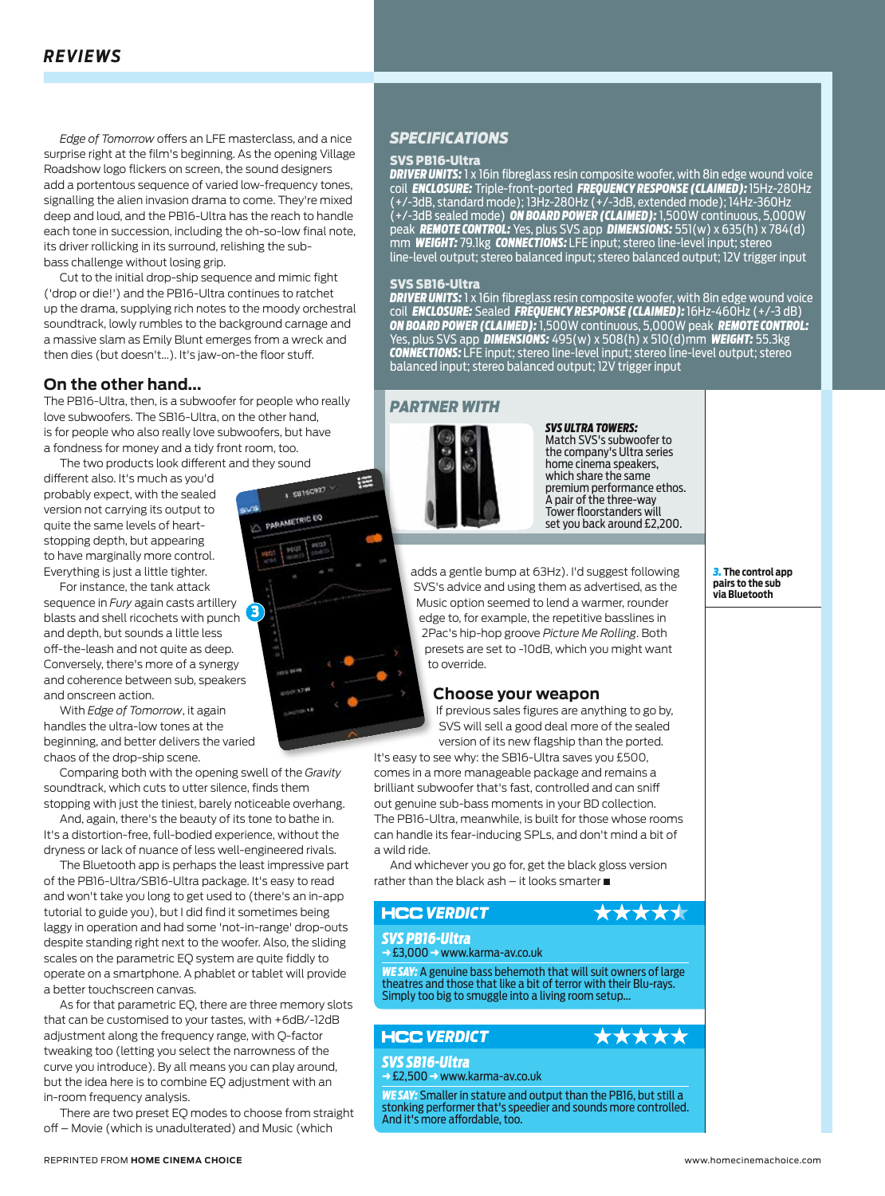*Edge of Tomorrow* offers an LFE masterclass, and a nice surprise right at the film's beginning. As the opening Village Roadshow logo flickers on screen, the sound designers add a portentous sequence of varied low-frequency tones, signalling the alien invasion drama to come. They're mixed deep and loud, and the PB16-Ultra has the reach to handle each tone in succession, including the oh-so-low final note, its driver rollicking in its surround, relishing the sub-bass challenge without losing grip.

Cut to the initial drop-ship sequence and mimic fight ('drop or die!') and the PB16-Ultra continues to ratchet up the drama, supplying rich notes to the moody orchestral soundtrack, lowly rumbles to the background carnage and a massive slam as Emily Blunt emerges from a wreck and then dies (but doesn't...). It's jaw-on-the floor stuff.

## On the other hand...

The PB16-Ultra, then, is a subwoofer for people who really love subwoofers. The SB16-Ultra, on the other hand, is for people who also really love subwoofers, but have a fondness for money and a tidy front room, too.

The two products look different and they sound different also. It's much as you'd probably expect, with the sealed version not carrying its output to quite the same levels of heart-stopping depth, but appearing to have marginally more control. Everything is just a little tighter.

For instance, the tank attack sequence in *Fury* again casts artillery blasts and shell ricochets with punch and depth, but sounds a little less off-the-leash and not quite as deep. Conversely, there's more of a synergy and coherence between sub, speakers and onscreen action.

With *Edge of Tomorrow*, it again handles the ultra-low tones at the beginning, and better delivers the varied chaos of the drop-ship scene.

Comparing both with the opening swell of the *Gravity* soundtrack, which cuts to utter silence, finds them stopping with just the tiniest, barely noticeable overhang.

And, again, there's the beauty of its tone to bathe in. It's a distortion-free, full-bodied experience, without the dryness or lack of nuance of less well-engineered rivals.

The Bluetooth app is perhaps the least impressive part of the PB16-Ultra/SB16-Ultra package. It's easy to read and won't take you long to get used to (there's an in-app tutorial to guide you), but I did find it sometimes being laggy in operation and had some 'not-in-range' drop-outs despite standing right next to the woofer. Also, the sliding scales on the parametric EQ system are quite fiddly to operate on a smartphone. A phablet or tablet will provide a better touchscreen canvas.

As for that parametric EQ, there are three memory slots that can be customised to your tastes, with +6dB/-12dB adjustment along the frequency range, with Q-factor tweaking too (letting you select the narrowness of the curve you introduce). By all means you can play around, but the idea here is to combine EQ adjustment with an in-room frequency analysis.

There are two preset EQ modes to choose from straight off – Movie (which is unadulterated) and Music (which adds a gentle bump at 63Hz). I'd suggest following SVS's advice and using them as advertised, as the Music option seemed to lend a warmer, rounder edge to, for example, the repetitive basslines in 2Pac's hip-hop groove *Picture Me Rolling*. Both presets are set to -10dB, which you might want to override.

**3.** The control app pairs to the sub via Bluetooth

## Choose your weapon

If previous sales figures are anything to go by, SVS will sell a good deal more of the sealed version of its new flagship than the ported. It's easy to see why: the SB16-Ultra saves you £500, comes in a more manageable package and remains a brilliant subwoofer that's fast, controlled and can sniff out genuine sub-bass moments in your BD collection. The PB16-Ultra, meanwhile, is built for those whose rooms can handle its fear-inducing SPLs, and don't mind a bit of a wild ride.

And whichever you go for, get the black gloss version rather than the black ash – it looks smarter ■

## SPECIFICATIONS

### SVS PB16-Ultra

**DRIVER UNITS:** 1 x 16in fibreglass resin composite woofer, with 8in edge wound voice coil **ENCLOSURE:** Triple-front-ported **FREQUENCY RESPONSE (CLAIMED):** 15Hz-280Hz (+/-3dB, standard mode); 13Hz-280Hz (+/-3dB, extended mode); 14Hz-360Hz (+/-3dB sealed mode) **ON BOARD POWER (CLAIMED):** 1,500W continuous, 5,000W peak **REMOTE CONTROL:** Yes, plus SVS app **DIMENSIONS:** 551(w) x 635(h) x 784(d) mm **WEIGHT:** 79.1kg **CONNECTIONS:** LFE input; stereo line-level input; stereo line-level output; stereo balanced input; stereo balanced output; 12V trigger input

### SVS SB16-Ultra

**DRIVER UNITS:** 1 x 16in fibreglass resin composite woofer, with 8in edge wound voice coil **ENCLOSURE:** Sealed **FREQUENCY RESPONSE (CLAIMED):** 16Hz-460Hz (+/-3 dB) **ON BOARD POWER (CLAIMED):** 1,500W continuous, 5,000W peak **REMOTE CONTROL:** Yes, plus SVS app **DIMENSIONS:** 495(w) x 508(h) x 510(d)mm **WEIGHT:** 55.3kg **CONNECTIONS:** LFE input; stereo line-level input; stereo line-level output; stereo balanced input; stereo balanced output; 12V trigger input

## PARTNER WITH

**SVS ULTRA TOWERS:** Match SVS's subwoofer to the company's Ultra series home cinema speakers, which share the same premium performance ethos. A pair of the three-way Tower floorstanders will set you back around £2,200.

## HCC VERDICT

### SVS PB16-Ultra

→ £3,000 → www.karma-av.co.uk

**WE SAY:** A genuine bass behemoth that will suit owners of large theatres and those that like a bit of terror with their Blu-rays. Simply too big to smuggle into a living room setup...

## HCC VERDICT

### SVS SB16-Ultra

→ £2,500 → www.karma-av.co.uk

**WE SAY:** Smaller in stature and output than the PB16, but still a stonking performer that's speedier and sounds more controlled. And it's more affordable, too.

REPRINTED FROM **HOME CINEMA CHOICE**